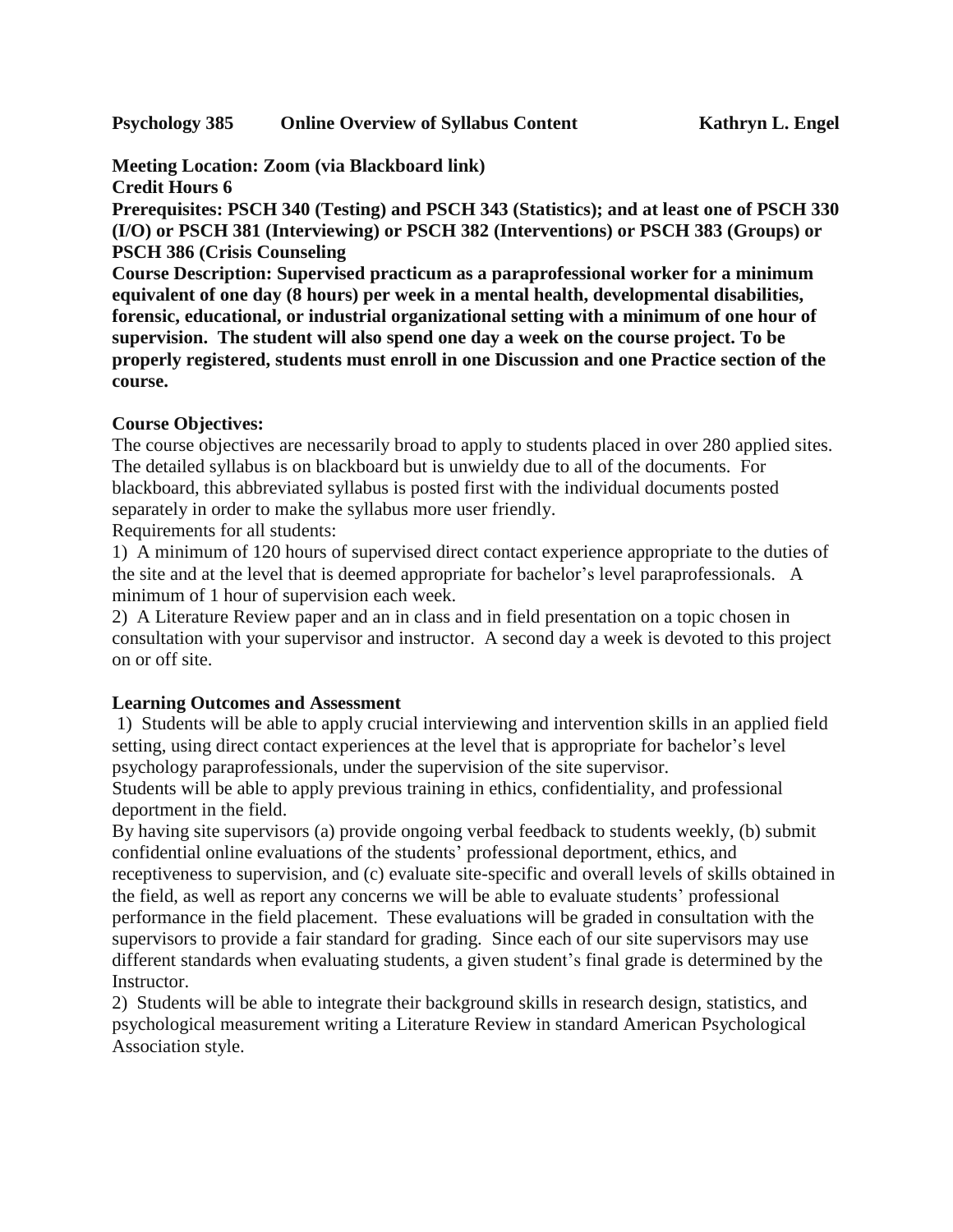**Psychology 385 Online Overview of Syllabus Content Kathryn L. Engel**

**Meeting Location: Zoom (via Blackboard link)**
**Credit Hours 6**
**Prerequisites: PSCH 340 (Testing) and PSCH 343 (Statistics); and at least one of PSCH 330 (I/O) or PSCH 381 (Interviewing) or PSCH 382 (Interventions) or PSCH 383 (Groups) or PSCH 386 (Crisis Counseling**
**Course Description: Supervised practicum as a paraprofessional worker for a minimum equivalent of one day (8 hours) per week in a mental health, developmental disabilities, forensic, educational, or industrial organizational setting with a minimum of one hour of supervision. The student will also spend one day a week on the course project. To be properly registered, students must enroll in one Discussion and one Practice section of the course.**

**Course Objectives:**

The course objectives are necessarily broad to apply to students placed in over 280 applied sites. The detailed syllabus is on blackboard but is unwieldy due to all of the documents. For blackboard, this abbreviated syllabus is posted first with the individual documents posted separately in order to make the syllabus more user friendly.

Requirements for all students:

1) A minimum of 120 hours of supervised direct contact experience appropriate to the duties of the site and at the level that is deemed appropriate for bachelor's level paraprofessionals. A minimum of 1 hour of supervision each week.

2) A Literature Review paper and an in class and in field presentation on a topic chosen in consultation with your supervisor and instructor. A second day a week is devoted to this project on or off site.

**Learning Outcomes and Assessment**

1) Students will be able to apply crucial interviewing and intervention skills in an applied field setting, using direct contact experiences at the level that is appropriate for bachelor's level psychology paraprofessionals, under the supervision of the site supervisor.

Students will be able to apply previous training in ethics, confidentiality, and professional deportment in the field.

By having site supervisors (a) provide ongoing verbal feedback to students weekly, (b) submit confidential online evaluations of the students' professional deportment, ethics, and receptiveness to supervision, and (c) evaluate site-specific and overall levels of skills obtained in the field, as well as report any concerns we will be able to evaluate students' professional performance in the field placement. These evaluations will be graded in consultation with the supervisors to provide a fair standard for grading. Since each of our site supervisors may use different standards when evaluating students, a given student's final grade is determined by the Instructor.

2) Students will be able to integrate their background skills in research design, statistics, and psychological measurement writing a Literature Review in standard American Psychological Association style.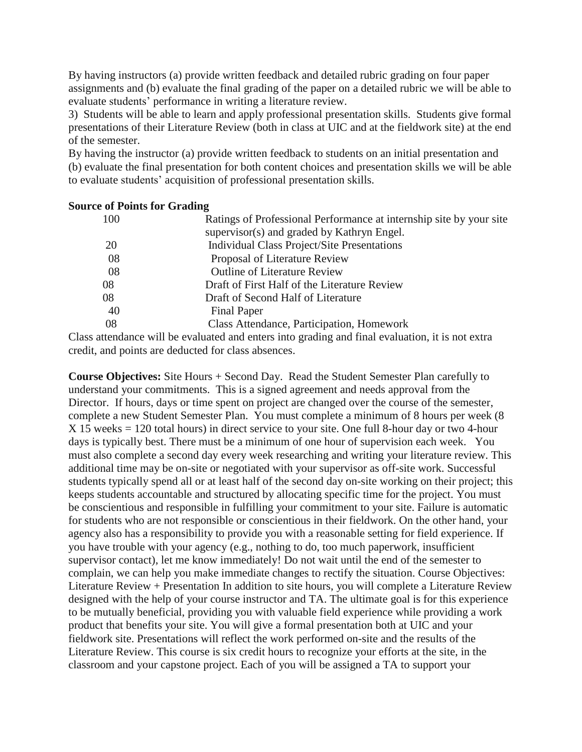By having instructors (a) provide written feedback and detailed rubric grading on four paper assignments and (b) evaluate the final grading of the paper on a detailed rubric we will be able to evaluate students' performance in writing a literature review.

3) Students will be able to learn and apply professional presentation skills. Students give formal presentations of their Literature Review (both in class at UIC and at the fieldwork site) at the end of the semester.

By having the instructor (a) provide written feedback to students on an initial presentation and (b) evaluate the final presentation for both content choices and presentation skills we will be able to evaluate students' acquisition of professional presentation skills.

**Source of Points for Grading**

| | |
|---|---|
| 100 | Ratings of Professional Performance at internship site by your site supervisor(s) and graded by Kathryn Engel. |
| 20 | Individual Class Project/Site Presentations |
| 08 | Proposal of Literature Review |
| 08 | Outline of Literature Review |
| 08 | Draft of First Half of the Literature Review |
| 08 | Draft of Second Half of Literature |
| 40 | Final Paper |
| 08 | Class Attendance, Participation, Homework |

Class attendance will be evaluated and enters into grading and final evaluation, it is not extra credit, and points are deducted for class absences.

**Course Objectives:** Site Hours + Second Day. Read the Student Semester Plan carefully to understand your commitments. This is a signed agreement and needs approval from the Director. If hours, days or time spent on project are changed over the course of the semester, complete a new Student Semester Plan. You must complete a minimum of 8 hours per week (8 X 15 weeks = 120 total hours) in direct service to your site. One full 8-hour day or two 4-hour days is typically best. There must be a minimum of one hour of supervision each week. You must also complete a second day every week researching and writing your literature review. This additional time may be on-site or negotiated with your supervisor as off-site work. Successful students typically spend all or at least half of the second day on-site working on their project; this keeps students accountable and structured by allocating specific time for the project. You must be conscientious and responsible in fulfilling your commitment to your site. Failure is automatic for students who are not responsible or conscientious in their fieldwork. On the other hand, your agency also has a responsibility to provide you with a reasonable setting for field experience. If you have trouble with your agency (e.g., nothing to do, too much paperwork, insufficient supervisor contact), let me know immediately! Do not wait until the end of the semester to complain, we can help you make immediate changes to rectify the situation. Course Objectives: Literature Review + Presentation In addition to site hours, you will complete a Literature Review designed with the help of your course instructor and TA. The ultimate goal is for this experience to be mutually beneficial, providing you with valuable field experience while providing a work product that benefits your site. You will give a formal presentation both at UIC and your fieldwork site. Presentations will reflect the work performed on-site and the results of the Literature Review. This course is six credit hours to recognize your efforts at the site, in the classroom and your capstone project. Each of you will be assigned a TA to support your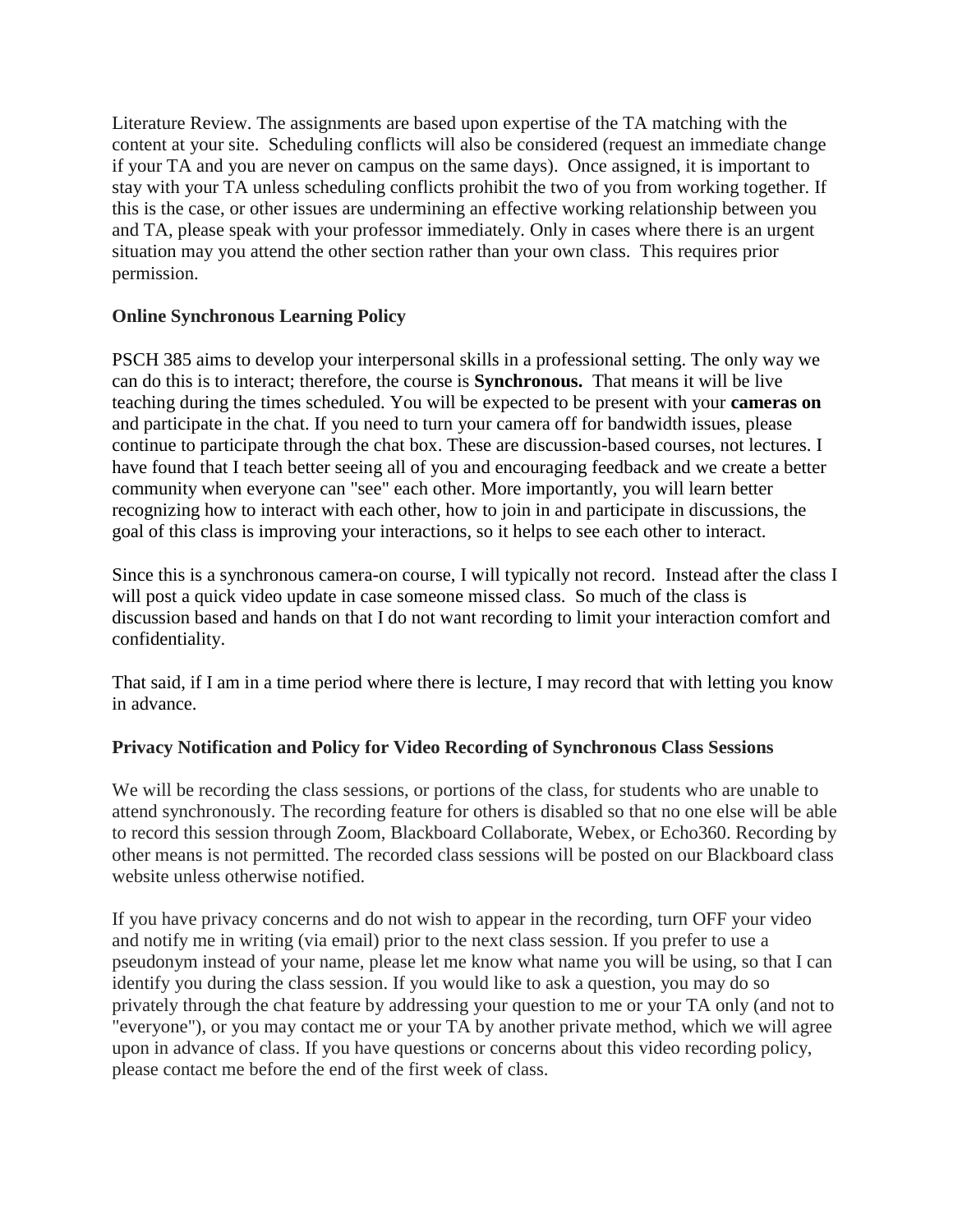Literature Review. The assignments are based upon expertise of the TA matching with the content at your site. Scheduling conflicts will also be considered (request an immediate change if your TA and you are never on campus on the same days). Once assigned, it is important to stay with your TA unless scheduling conflicts prohibit the two of you from working together. If this is the case, or other issues are undermining an effective working relationship between you and TA, please speak with your professor immediately. Only in cases where there is an urgent situation may you attend the other section rather than your own class. This requires prior permission.

**Online Synchronous Learning Policy**

PSCH 385 aims to develop your interpersonal skills in a professional setting. The only way we can do this is to interact; therefore, the course is **Synchronous.** That means it will be live teaching during the times scheduled. You will be expected to be present with your **cameras on** and participate in the chat. If you need to turn your camera off for bandwidth issues, please continue to participate through the chat box. These are discussion-based courses, not lectures. I have found that I teach better seeing all of you and encouraging feedback and we create a better community when everyone can "see" each other. More importantly, you will learn better recognizing how to interact with each other, how to join in and participate in discussions, the goal of this class is improving your interactions, so it helps to see each other to interact.

Since this is a synchronous camera-on course, I will typically not record. Instead after the class I will post a quick video update in case someone missed class. So much of the class is discussion based and hands on that I do not want recording to limit your interaction comfort and confidentiality.

That said, if I am in a time period where there is lecture, I may record that with letting you know in advance.

**Privacy Notification and Policy for Video Recording of Synchronous Class Sessions**

We will be recording the class sessions, or portions of the class, for students who are unable to attend synchronously. The recording feature for others is disabled so that no one else will be able to record this session through Zoom, Blackboard Collaborate, Webex, or Echo360. Recording by other means is not permitted. The recorded class sessions will be posted on our Blackboard class website unless otherwise notified.

If you have privacy concerns and do not wish to appear in the recording, turn OFF your video and notify me in writing (via email) prior to the next class session. If you prefer to use a pseudonym instead of your name, please let me know what name you will be using, so that I can identify you during the class session. If you would like to ask a question, you may do so privately through the chat feature by addressing your question to me or your TA only (and not to "everyone"), or you may contact me or your TA by another private method, which we will agree upon in advance of class. If you have questions or concerns about this video recording policy, please contact me before the end of the first week of class.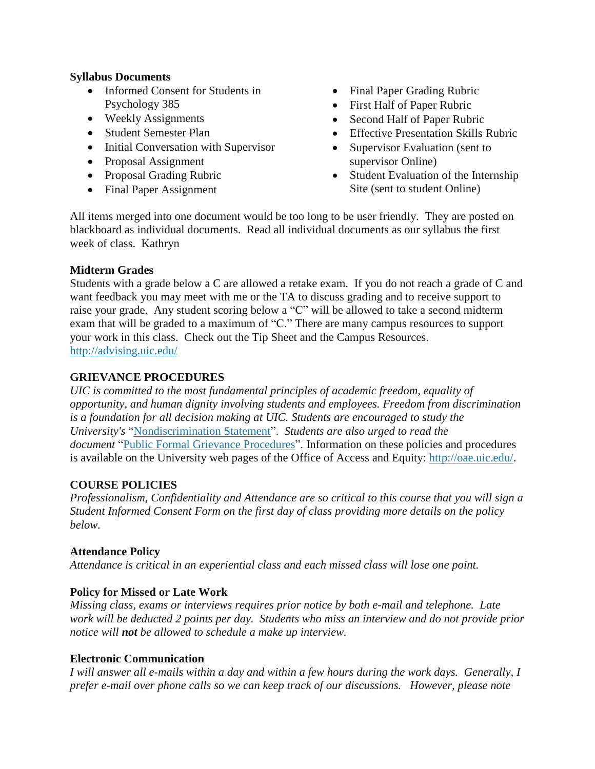**Syllabus Documents**

- Informed Consent for Students in Psychology 385
- Weekly Assignments
- Student Semester Plan
- Initial Conversation with Supervisor
- Proposal Assignment
- Proposal Grading Rubric
- Final Paper Assignment
- Final Paper Grading Rubric
- First Half of Paper Rubric
- Second Half of Paper Rubric
- Effective Presentation Skills Rubric
- Supervisor Evaluation (sent to supervisor Online)
- Student Evaluation of the Internship Site (sent to student Online)

All items merged into one document would be too long to be user friendly. They are posted on blackboard as individual documents. Read all individual documents as our syllabus the first week of class. Kathryn

**Midterm Grades**

Students with a grade below a C are allowed a retake exam. If you do not reach a grade of C and want feedback you may meet with me or the TA to discuss grading and to receive support to raise your grade. Any student scoring below a "C" will be allowed to take a second midterm exam that will be graded to a maximum of "C." There are many campus resources to support your work in this class. Check out the Tip Sheet and the Campus Resources. http://advising.uic.edu/

## GRIEVANCE PROCEDURES

*UIC is committed to the most fundamental principles of academic freedom, equality of opportunity, and human dignity involving students and employees. Freedom from discrimination is a foundation for all decision making at UIC. Students are encouraged to study the University's* "Nondiscrimination Statement". *Students are also urged to read the document* "Public Formal Grievance Procedures". Information on these policies and procedures is available on the University web pages of the Office of Access and Equity: http://oae.uic.edu/.

## COURSE POLICIES

*Professionalism, Confidentiality and Attendance are so critical to this course that you will sign a Student Informed Consent Form on the first day of class providing more details on the policy below.*

**Attendance Policy**

*Attendance is critical in an experiential class and each missed class will lose one point.*

**Policy for Missed or Late Work**

*Missing class, exams or interviews requires prior notice by both e-mail and telephone. Late work will be deducted 2 points per day. Students who miss an interview and do not provide prior notice will **not** be allowed to schedule a make up interview.*

**Electronic Communication**

*I will answer all e-mails within a day and within a few hours during the work days. Generally, I prefer e-mail over phone calls so we can keep track of our discussions. However, please note*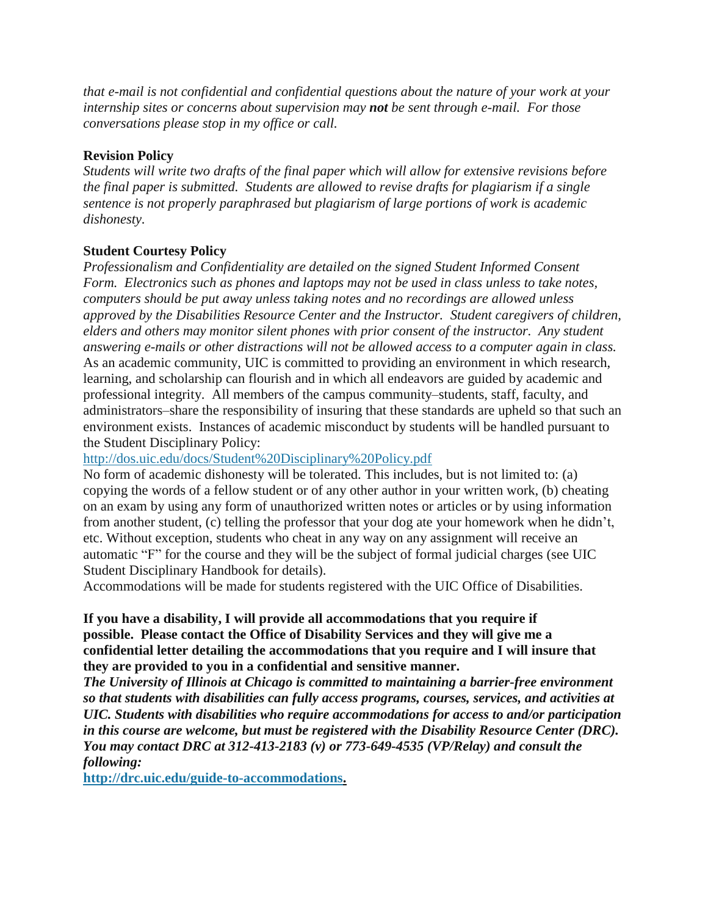*that e-mail is not confidential and confidential questions about the nature of your work at your internship sites or concerns about supervision may **not** be sent through e-mail. For those conversations please stop in my office or call.*

**Revision Policy**

*Students will write two drafts of the final paper which will allow for extensive revisions before the final paper is submitted. Students are allowed to revise drafts for plagiarism if a single sentence is not properly paraphrased but plagiarism of large portions of work is academic dishonesty.*

**Student Courtesy Policy**

*Professionalism and Confidentiality are detailed on the signed Student Informed Consent Form. Electronics such as phones and laptops may not be used in class unless to take notes, computers should be put away unless taking notes and no recordings are allowed unless approved by the Disabilities Resource Center and the Instructor. Student caregivers of children, elders and others may monitor silent phones with prior consent of the instructor. Any student answering e-mails or other distractions will not be allowed access to a computer again in class.*
As an academic community, UIC is committed to providing an environment in which research, learning, and scholarship can flourish and in which all endeavors are guided by academic and professional integrity. All members of the campus community–students, staff, faculty, and administrators–share the responsibility of insuring that these standards are upheld so that such an environment exists. Instances of academic misconduct by students will be handled pursuant to the Student Disciplinary Policy:
http://dos.uic.edu/docs/Student%20Disciplinary%20Policy.pdf
No form of academic dishonesty will be tolerated. This includes, but is not limited to: (a) copying the words of a fellow student or of any other author in your written work, (b) cheating on an exam by using any form of unauthorized written notes or articles or by using information from another student, (c) telling the professor that your dog ate your homework when he didn't, etc. Without exception, students who cheat in any way on any assignment will receive an automatic "F" for the course and they will be the subject of formal judicial charges (see UIC Student Disciplinary Handbook for details).
Accommodations will be made for students registered with the UIC Office of Disabilities.

**If you have a disability, I will provide all accommodations that you require if possible. Please contact the Office of Disability Services and they will give me a confidential letter detailing the accommodations that you require and I will insure that they are provided to you in a confidential and sensitive manner.**
***The University of Illinois at Chicago is committed to maintaining a barrier-free environment so that students with disabilities can fully access programs, courses, services, and activities at UIC. Students with disabilities who require accommodations for access to and/or participation in this course are welcome, but must be registered with the Disability Resource Center (DRC). You may contact DRC at 312-413-2183 (v) or 773-649-4535 (VP/Relay) and consult the following:***
**http://drc.uic.edu/guide-to-accommodations.**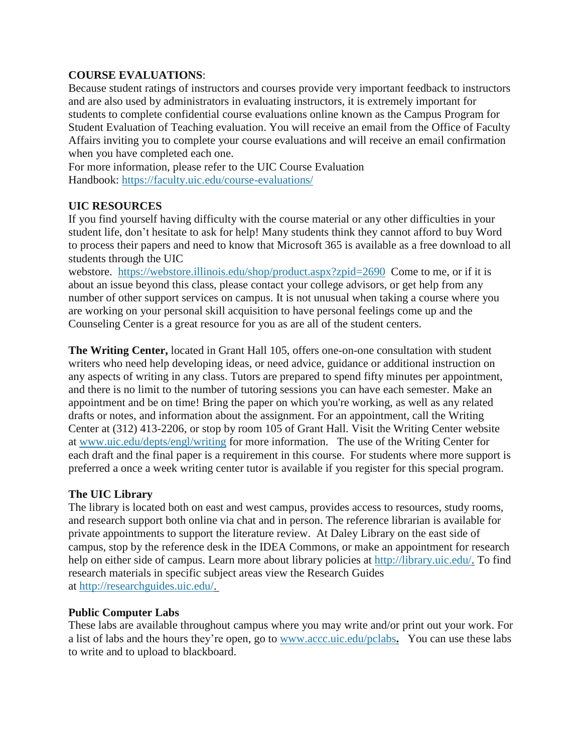**COURSE EVALUATIONS**:

Because student ratings of instructors and courses provide very important feedback to instructors and are also used by administrators in evaluating instructors, it is extremely important for students to complete confidential course evaluations online known as the Campus Program for Student Evaluation of Teaching evaluation. You will receive an email from the Office of Faculty Affairs inviting you to complete your course evaluations and will receive an email confirmation when you have completed each one.

For more information, please refer to the UIC Course Evaluation Handbook: https://faculty.uic.edu/course-evaluations/

**UIC RESOURCES**

If you find yourself having difficulty with the course material or any other difficulties in your student life, don't hesitate to ask for help! Many students think they cannot afford to buy Word to process their papers and need to know that Microsoft 365 is available as a free download to all students through the UIC webstore. https://webstore.illinois.edu/shop/product.aspx?zpid=2690 Come to me, or if it is about an issue beyond this class, please contact your college advisors, or get help from any number of other support services on campus. It is not unusual when taking a course where you are working on your personal skill acquisition to have personal feelings come up and the Counseling Center is a great resource for you as are all of the student centers.

**The Writing Center,** located in Grant Hall 105, offers one-on-one consultation with student writers who need help developing ideas, or need advice, guidance or additional instruction on any aspects of writing in any class. Tutors are prepared to spend fifty minutes per appointment, and there is no limit to the number of tutoring sessions you can have each semester. Make an appointment and be on time! Bring the paper on which you're working, as well as any related drafts or notes, and information about the assignment. For an appointment, call the Writing Center at (312) 413-2206, or stop by room 105 of Grant Hall. Visit the Writing Center website at www.uic.edu/depts/engl/writing for more information. The use of the Writing Center for each draft and the final paper is a requirement in this course. For students where more support is preferred a once a week writing center tutor is available if you register for this special program.

**The UIC Library**

The library is located both on east and west campus, provides access to resources, study rooms, and research support both online via chat and in person. The reference librarian is available for private appointments to support the literature review. At Daley Library on the east side of campus, stop by the reference desk in the IDEA Commons, or make an appointment for research help on either side of campus. Learn more about library policies at http://library.uic.edu/. To find research materials in specific subject areas view the Research Guides at http://researchguides.uic.edu/.

**Public Computer Labs**

These labs are available throughout campus where you may write and/or print out your work. For a list of labs and the hours they're open, go to www.accc.uic.edu/pclabs**.** You can use these labs to write and to upload to blackboard.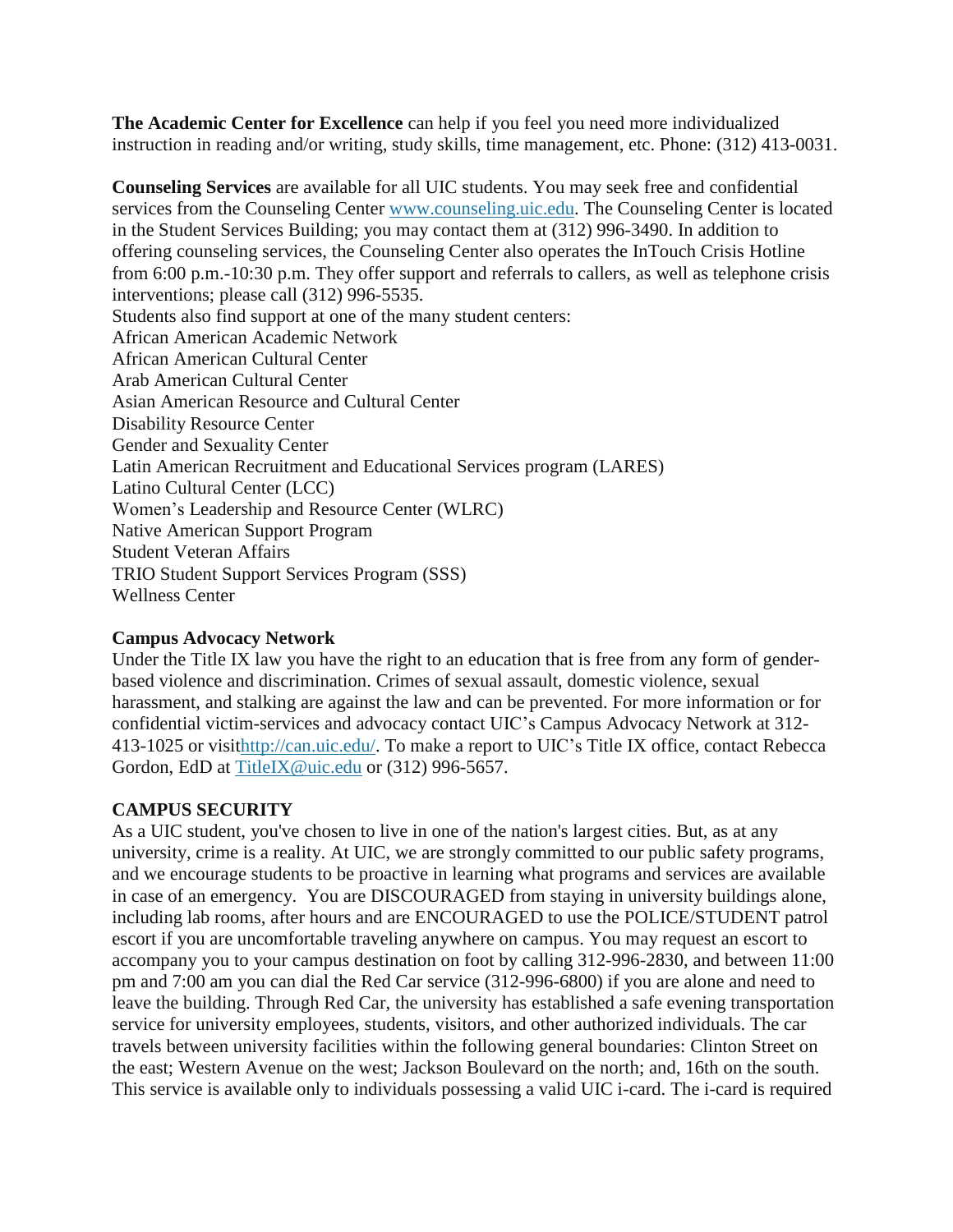**The Academic Center for Excellence** can help if you feel you need more individualized instruction in reading and/or writing, study skills, time management, etc. Phone: (312) 413-0031.

**Counseling Services** are available for all UIC students. You may seek free and confidential services from the Counseling Center www.counseling.uic.edu. The Counseling Center is located in the Student Services Building; you may contact them at (312) 996-3490. In addition to offering counseling services, the Counseling Center also operates the InTouch Crisis Hotline from 6:00 p.m.-10:30 p.m. They offer support and referrals to callers, as well as telephone crisis interventions; please call (312) 996-5535.

Students also find support at one of the many student centers:

African American Academic Network
African American Cultural Center
Arab American Cultural Center
Asian American Resource and Cultural Center
Disability Resource Center
Gender and Sexuality Center
Latin American Recruitment and Educational Services program (LARES)
Latino Cultural Center (LCC)
Women's Leadership and Resource Center (WLRC)
Native American Support Program
Student Veteran Affairs
TRIO Student Support Services Program (SSS)
Wellness Center

**Campus Advocacy Network**

Under the Title IX law you have the right to an education that is free from any form of gender-based violence and discrimination. Crimes of sexual assault, domestic violence, sexual harassment, and stalking are against the law and can be prevented. For more information or for confidential victim-services and advocacy contact UIC's Campus Advocacy Network at 312-413-1025 or visithttp://can.uic.edu/. To make a report to UIC's Title IX office, contact Rebecca Gordon, EdD at TitleIX@uic.edu or (312) 996-5657.

**CAMPUS SECURITY**

As a UIC student, you've chosen to live in one of the nation's largest cities. But, as at any university, crime is a reality. At UIC, we are strongly committed to our public safety programs, and we encourage students to be proactive in learning what programs and services are available in case of an emergency. You are DISCOURAGED from staying in university buildings alone, including lab rooms, after hours and are ENCOURAGED to use the POLICE/STUDENT patrol escort if you are uncomfortable traveling anywhere on campus. You may request an escort to accompany you to your campus destination on foot by calling 312-996-2830, and between 11:00 pm and 7:00 am you can dial the Red Car service (312-996-6800) if you are alone and need to leave the building. Through Red Car, the university has established a safe evening transportation service for university employees, students, visitors, and other authorized individuals. The car travels between university facilities within the following general boundaries: Clinton Street on the east; Western Avenue on the west; Jackson Boulevard on the north; and, 16th on the south. This service is available only to individuals possessing a valid UIC i-card. The i-card is required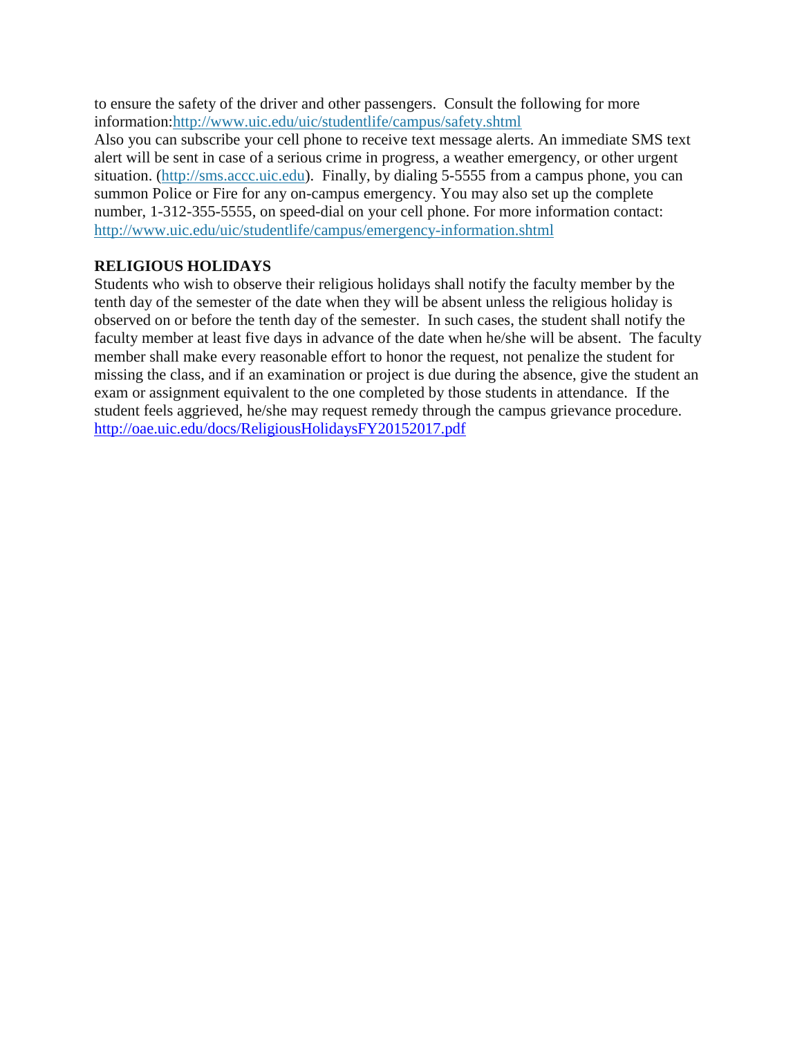to ensure the safety of the driver and other passengers. Consult the following for more information:http://www.uic.edu/uic/studentlife/campus/safety.shtml

Also you can subscribe your cell phone to receive text message alerts. An immediate SMS text alert will be sent in case of a serious crime in progress, a weather emergency, or other urgent situation. (http://sms.accc.uic.edu). Finally, by dialing 5-5555 from a campus phone, you can summon Police or Fire for any on-campus emergency. You may also set up the complete number, 1-312-355-5555, on speed-dial on your cell phone. For more information contact: http://www.uic.edu/uic/studentlife/campus/emergency-information.shtml

## RELIGIOUS HOLIDAYS

Students who wish to observe their religious holidays shall notify the faculty member by the tenth day of the semester of the date when they will be absent unless the religious holiday is observed on or before the tenth day of the semester. In such cases, the student shall notify the faculty member at least five days in advance of the date when he/she will be absent. The faculty member shall make every reasonable effort to honor the request, not penalize the student for missing the class, and if an examination or project is due during the absence, give the student an exam or assignment equivalent to the one completed by those students in attendance. If the student feels aggrieved, he/she may request remedy through the campus grievance procedure. http://oae.uic.edu/docs/ReligiousHolidaysFY20152017.pdf